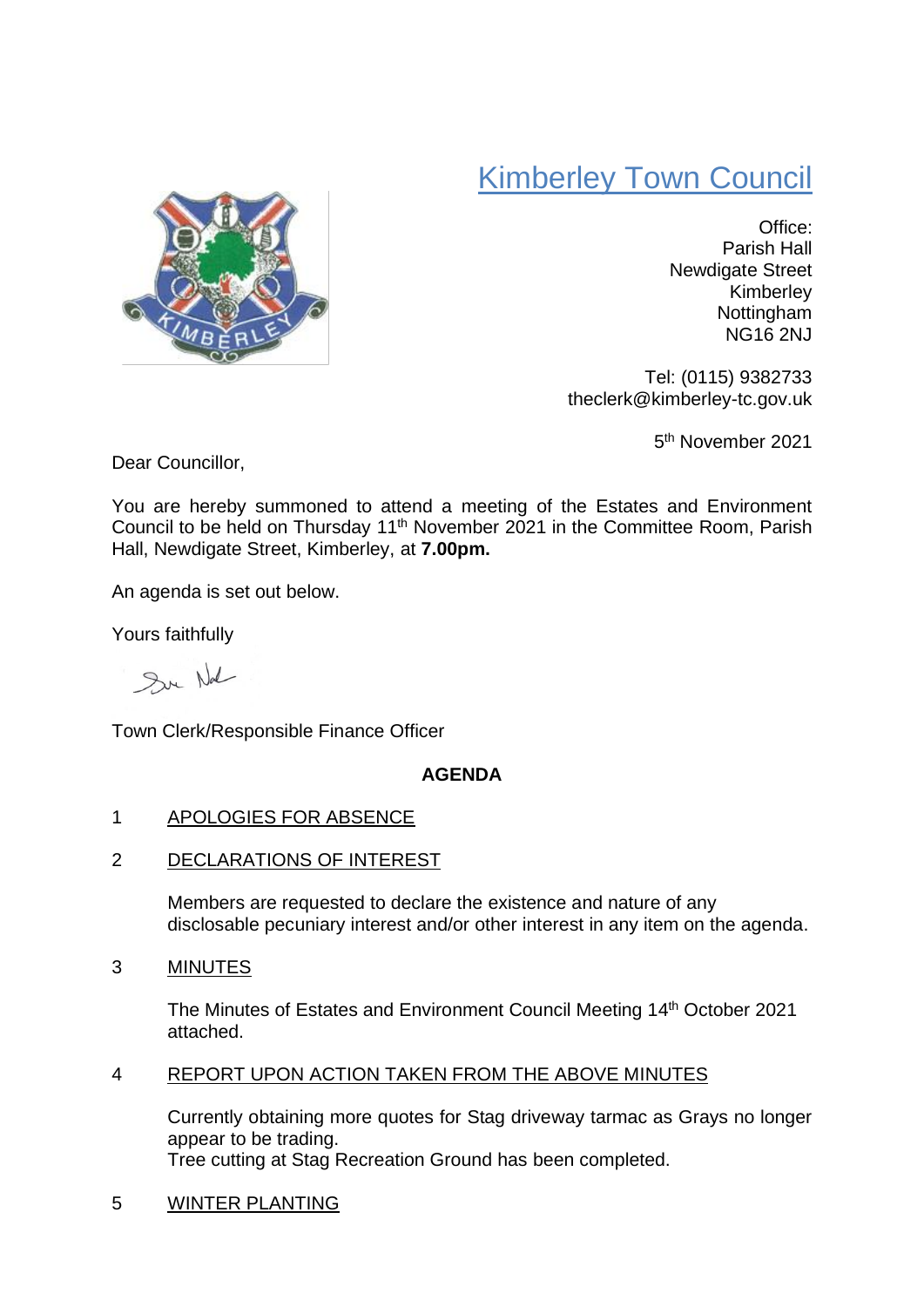# Kimberley Town Council

Office:
Parish Hall
Newdigate Street
Kimberley
Nottingham
NG16 2NJ

Tel: (0115) 9382733
theclerk@kimberley-tc.gov.uk

5th November 2021

Dear Councillor,

You are hereby summoned to attend a meeting of the Estates and Environment Council to be held on Thursday 11th November 2021 in the Committee Room, Parish Hall, Newdigate Street, Kimberley, at **7.00pm.**

An agenda is set out below.

Yours faithfully

Town Clerk/Responsible Finance Officer

**AGENDA**

1 APOLOGIES FOR ABSENCE

2 DECLARATIONS OF INTEREST

Members are requested to declare the existence and nature of any disclosable pecuniary interest and/or other interest in any item on the agenda.

3 MINUTES

The Minutes of Estates and Environment Council Meeting 14th October 2021 attached.

4 REPORT UPON ACTION TAKEN FROM THE ABOVE MINUTES

Currently obtaining more quotes for Stag driveway tarmac as Grays no longer appear to be trading.
Tree cutting at Stag Recreation Ground has been completed.

5 WINTER PLANTING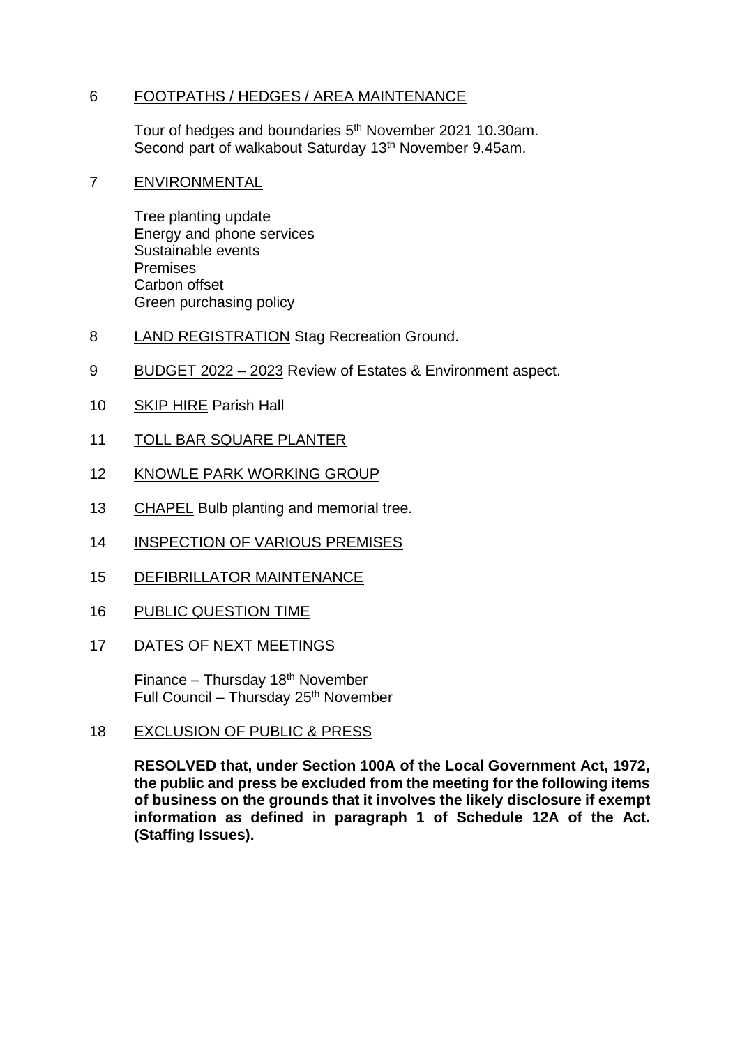6 FOOTPATHS / HEDGES / AREA MAINTENANCE

Tour of hedges and boundaries 5th November 2021 10.30am.
Second part of walkabout Saturday 13th November 9.45am.

7 ENVIRONMENTAL

Tree planting update
Energy and phone services
Sustainable events
Premises
Carbon offset
Green purchasing policy

8 LAND REGISTRATION Stag Recreation Ground.

9 BUDGET 2022 – 2023 Review of Estates & Environment aspect.

10 SKIP HIRE Parish Hall

11 TOLL BAR SQUARE PLANTER

12 KNOWLE PARK WORKING GROUP

13 CHAPEL Bulb planting and memorial tree.

14 INSPECTION OF VARIOUS PREMISES

15 DEFIBRILLATOR MAINTENANCE

16 PUBLIC QUESTION TIME

17 DATES OF NEXT MEETINGS

Finance – Thursday 18th November
Full Council – Thursday 25th November

18 EXCLUSION OF PUBLIC & PRESS

**RESOLVED that, under Section 100A of the Local Government Act, 1972, the public and press be excluded from the meeting for the following items of business on the grounds that it involves the likely disclosure if exempt information as defined in paragraph 1 of Schedule 12A of the Act. (Staffing Issues).**